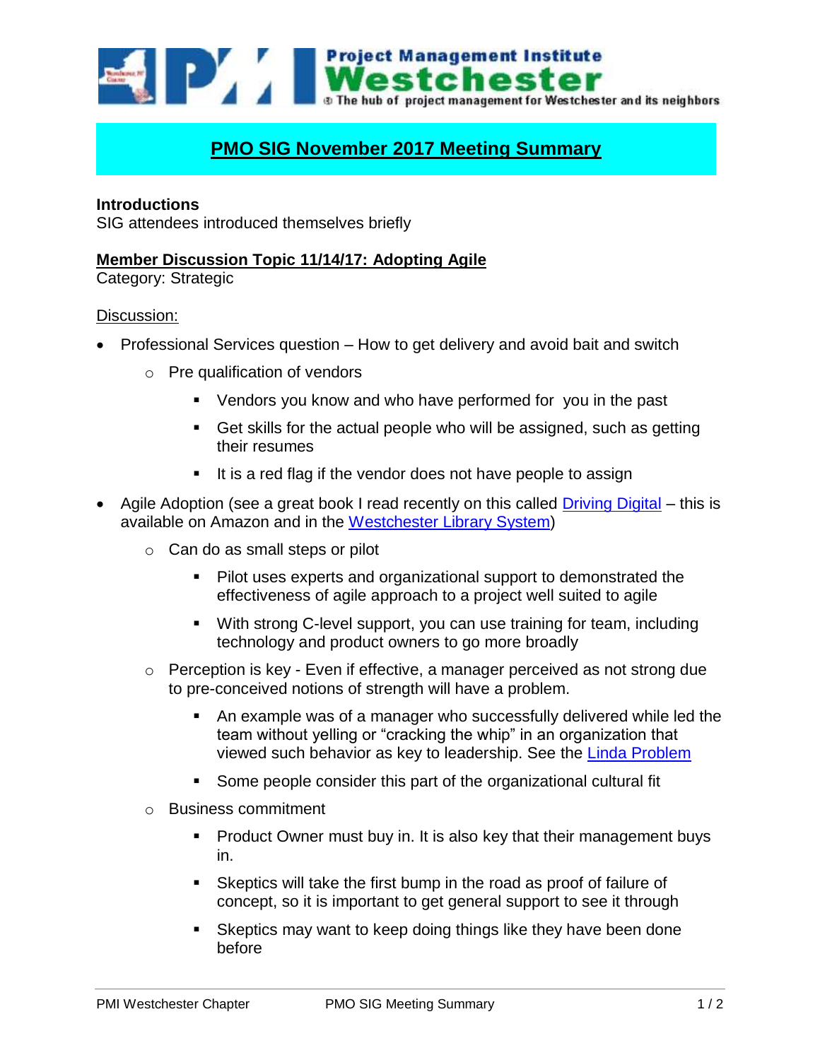# PMO SIG November 2017 Meeting Summary

**Introductions**
SIG attendees introduced themselves briefly

**Member Discussion Topic 11/14/17: Adopting Agile**
Category: Strategic

Discussion:

- Professional Services question – How to get delivery and avoid bait and switch
  - Pre qualification of vendors
    - Vendors you know and who have performed for you in the past
    - Get skills for the actual people who will be assigned, such as getting their resumes
    - It is a red flag if the vendor does not have people to assign
- Agile Adoption (see a great book I read recently on this called Driving Digital – this is available on Amazon and in the Westchester Library System)
  - Can do as small steps or pilot
    - Pilot uses experts and organizational support to demonstrated the effectiveness of agile approach to a project well suited to agile
    - With strong C-level support, you can use training for team, including technology and product owners to go more broadly
  - Perception is key - Even if effective, a manager perceived as not strong due to pre-conceived notions of strength will have a problem.
    - An example was of a manager who successfully delivered while led the team without yelling or "cracking the whip" in an organization that viewed such behavior as key to leadership. See the Linda Problem
    - Some people consider this part of the organizational cultural fit
  - Business commitment
    - Product Owner must buy in. It is also key that their management buys in.
    - Skeptics will take the first bump in the road as proof of failure of concept, so it is important to get general support to see it through
    - Skeptics may want to keep doing things like they have been done before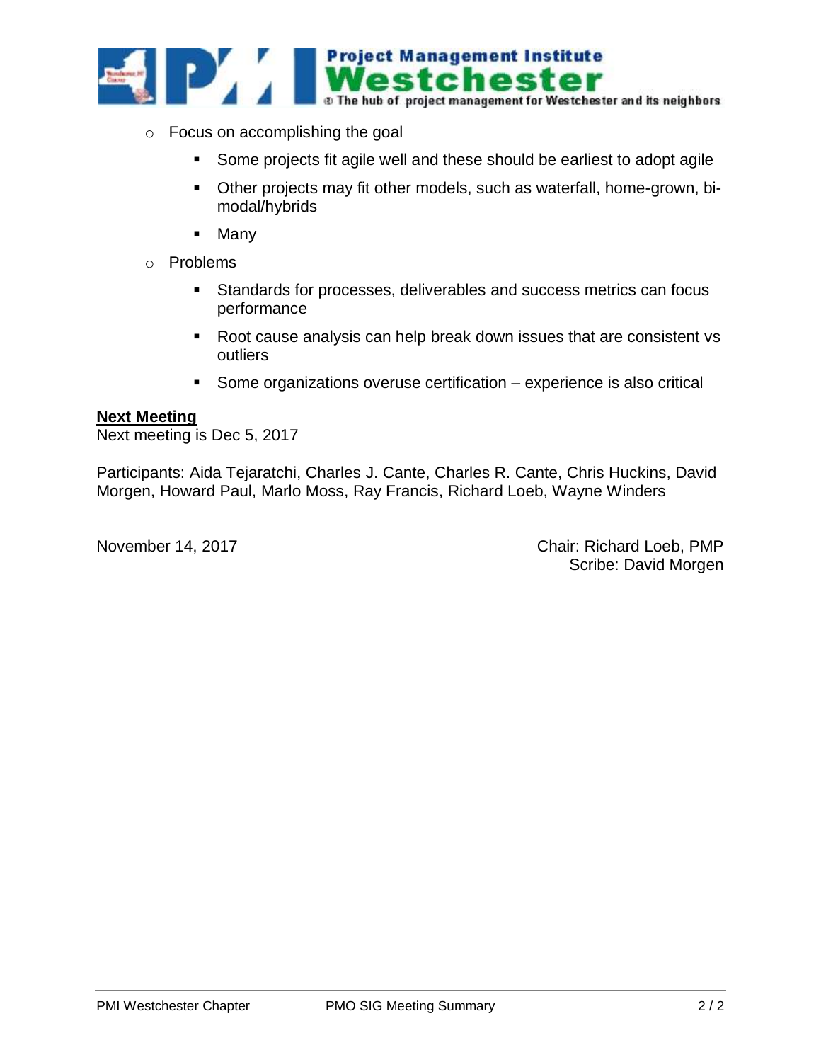- Focus on accomplishing the goal
  - Some projects fit agile well and these should be earliest to adopt agile
  - Other projects may fit other models, such as waterfall, home-grown, bi-modal/hybrids
  - Many
- Problems
  - Standards for processes, deliverables and success metrics can focus performance
  - Root cause analysis can help break down issues that are consistent vs outliers
  - Some organizations overuse certification – experience is also critical

**Next Meeting**

Next meeting is Dec 5, 2017

Participants: Aida Tejaratchi, Charles J. Cante, Charles R. Cante, Chris Huckins, David Morgen, Howard Paul, Marlo Moss, Ray Francis, Richard Loeb, Wayne Winders

November 14, 2017

Chair: Richard Loeb, PMP
Scribe: David Morgen